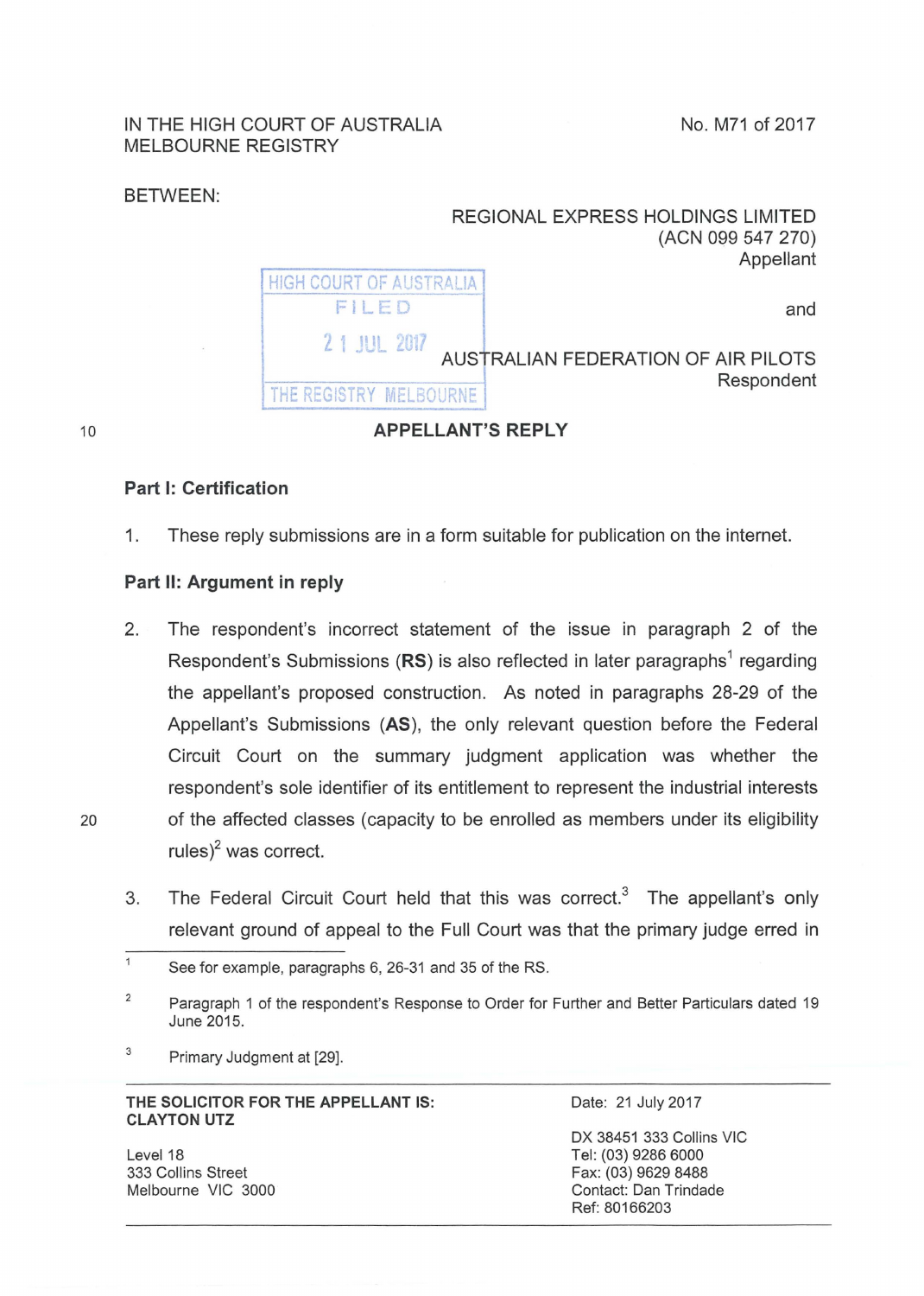IN THE HIGH COURT OF AUSTRALIA
MELBOURNE REGISTRY

No. M71 of 2017

BETWEEN:

REGIONAL EXPRESS HOLDINGS LIMITED
(ACN 099 547 270)
Appellant

and

AUSTRALIAN FEDERATION OF AIR PILOTS
Respondent

HIGH COURT OF AUSTRALIA
FILED
21 JUL 2017
THE REGISTRY MELBOURNE

## APPELLANT'S REPLY

### Part I: Certification

1. These reply submissions are in a form suitable for publication on the internet.

### Part II: Argument in reply

2. The respondent's incorrect statement of the issue in paragraph 2 of the Respondent's Submissions (**RS**) is also reflected in later paragraphs[1] regarding the appellant's proposed construction. As noted in paragraphs 28-29 of the Appellant's Submissions (**AS**), the only relevant question before the Federal Circuit Court on the summary judgment application was whether the respondent's sole identifier of its entitlement to represent the industrial interests of the affected classes (capacity to be enrolled as members under its eligibility rules)[2] was correct.

3. The Federal Circuit Court held that this was correct.[3] The appellant's only relevant ground of appeal to the Full Court was that the primary judge erred in

---

[1] See for example, paragraphs 6, 26-31 and 35 of the RS.

[2] Paragraph 1 of the respondent's Response to Order for Further and Better Particulars dated 19 June 2015.

[3] Primary Judgment at [29].

---

**THE SOLICITOR FOR THE APPELLANT IS:**
**CLAYTON UTZ**

Level 18
333 Collins Street
Melbourne VIC 3000

Date: 21 July 2017

DX 38451 333 Collins VIC
Tel: (03) 9286 6000
Fax: (03) 9629 8488
Contact: Dan Trindade
Ref: 80166203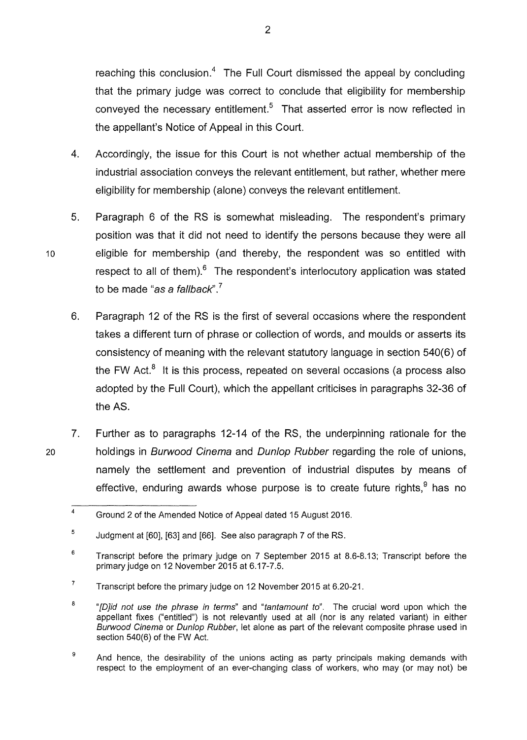reaching this conclusion.[4] The Full Court dismissed the appeal by concluding that the primary judge was correct to conclude that eligibility for membership conveyed the necessary entitlement.[5] That asserted error is now reflected in the appellant's Notice of Appeal in this Court.

4. Accordingly, the issue for this Court is not whether actual membership of the industrial association conveys the relevant entitlement, but rather, whether mere eligibility for membership (alone) conveys the relevant entitlement.

5. Paragraph 6 of the RS is somewhat misleading. The respondent's primary position was that it did not need to identify the persons because they were all eligible for membership (and thereby, the respondent was so entitled with respect to all of them).[6] The respondent's interlocutory application was stated to be made "*as a fallback*".[7]

6. Paragraph 12 of the RS is the first of several occasions where the respondent takes a different turn of phrase or collection of words, and moulds or asserts its consistency of meaning with the relevant statutory language in section 540(6) of the FW Act.[8] It is this process, repeated on several occasions (a process also adopted by the Full Court), which the appellant criticises in paragraphs 32-36 of the AS.

7. Further as to paragraphs 12-14 of the RS, the underpinning rationale for the holdings in *Burwood Cinema* and *Dunlop Rubber* regarding the role of unions, namely the settlement and prevention of industrial disputes by means of effective, enduring awards whose purpose is to create future rights,[9] has no

---

[4] Ground 2 of the Amended Notice of Appeal dated 15 August 2016.

[5] Judgment at [60], [63] and [66]. See also paragraph 7 of the RS.

[6] Transcript before the primary judge on 7 September 2015 at 8.6-8.13; Transcript before the primary judge on 12 November 2015 at 6.17-7.5.

[7] Transcript before the primary judge on 12 November 2015 at 6.20-21.

[8] "*[D]id not use the phrase in terms*" and "*tantamount to*". The crucial word upon which the appellant fixes ("entitled") is not relevantly used at all (nor is any related variant) in either *Burwood Cinema* or *Dunlop Rubber*, let alone as part of the relevant composite phrase used in section 540(6) of the FW Act.

[9] And hence, the desirability of the unions acting as party principals making demands with respect to the employment of an ever-changing class of workers, who may (or may not) be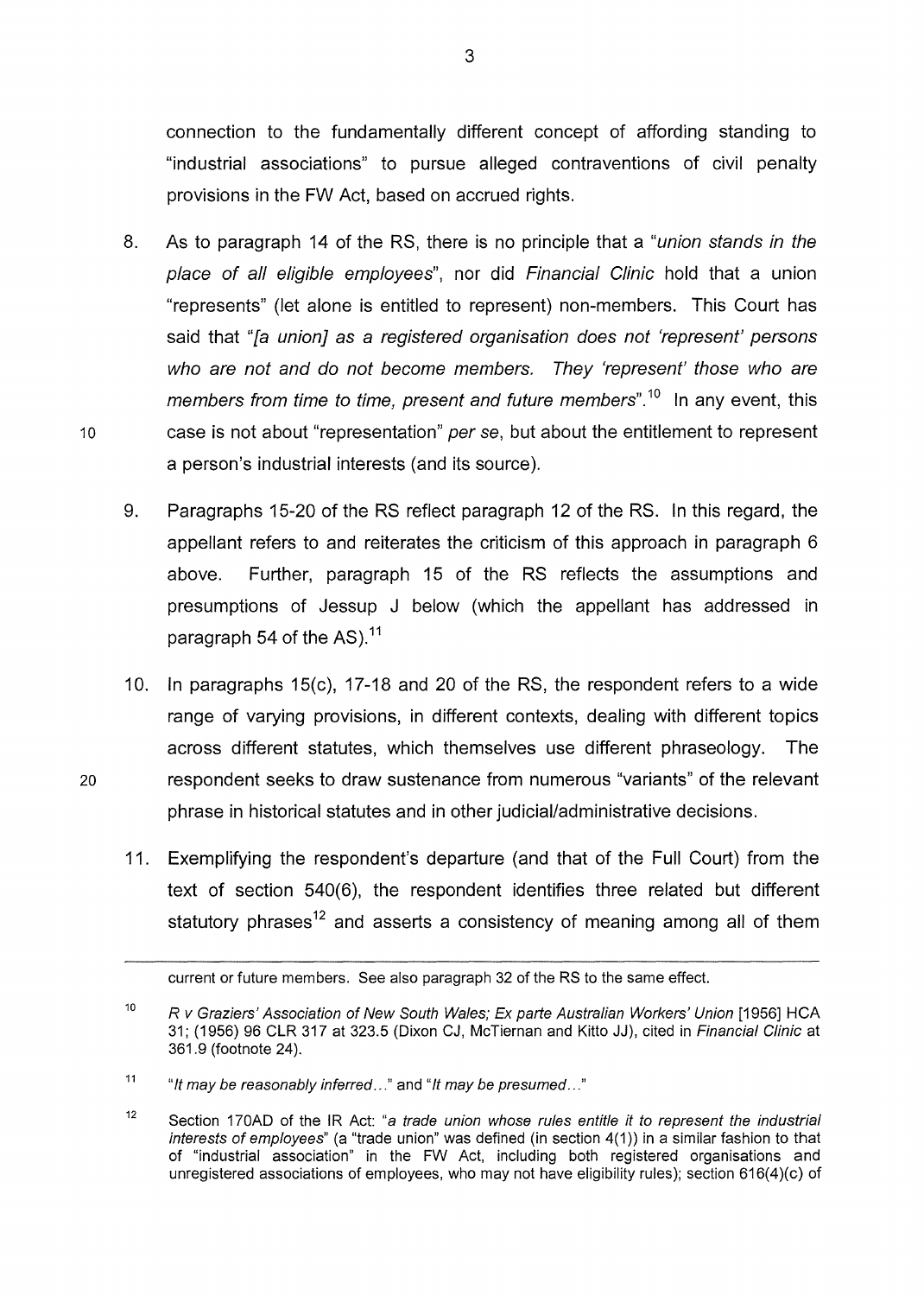connection to the fundamentally different concept of affording standing to "industrial associations" to pursue alleged contraventions of civil penalty provisions in the FW Act, based on accrued rights.

8. As to paragraph 14 of the RS, there is no principle that a "*union stands in the place of all eligible employees*", nor did *Financial Clinic* hold that a union "represents" (let alone is entitled to represent) non-members. This Court has said that "*[a union] as a registered organisation does not 'represent' persons who are not and do not become members. They 'represent' those who are members from time to time, present and future members*".[10] In any event, this case is not about "representation" *per se*, but about the entitlement to represent a person's industrial interests (and its source).

9. Paragraphs 15-20 of the RS reflect paragraph 12 of the RS. In this regard, the appellant refers to and reiterates the criticism of this approach in paragraph 6 above. Further, paragraph 15 of the RS reflects the assumptions and presumptions of Jessup J below (which the appellant has addressed in paragraph 54 of the AS).[11]

10. In paragraphs 15(c), 17-18 and 20 of the RS, the respondent refers to a wide range of varying provisions, in different contexts, dealing with different topics across different statutes, which themselves use different phraseology. The respondent seeks to draw sustenance from numerous "variants" of the relevant phrase in historical statutes and in other judicial/administrative decisions.

11. Exemplifying the respondent's departure (and that of the Full Court) from the text of section 540(6), the respondent identifies three related but different statutory phrases[12] and asserts a consistency of meaning among all of them

---

current or future members. See also paragraph 32 of the RS to the same effect.

[10] *R v Graziers' Association of New South Wales; Ex parte Australian Workers' Union* [1956] HCA 31; (1956) 96 CLR 317 at 323.5 (Dixon CJ, McTiernan and Kitto JJ), cited in *Financial Clinic* at 361.9 (footnote 24).

[11] "*It may be reasonably inferred...*" and "*It may be presumed...*"

[12] Section 170AD of the IR Act: "*a trade union whose rules entitle it to represent the industrial interests of employees*" (a "trade union" was defined (in section 4(1)) in a similar fashion to that of "industrial association" in the FW Act, including both registered organisations and unregistered associations of employees, who may not have eligibility rules); section 616(4)(c) of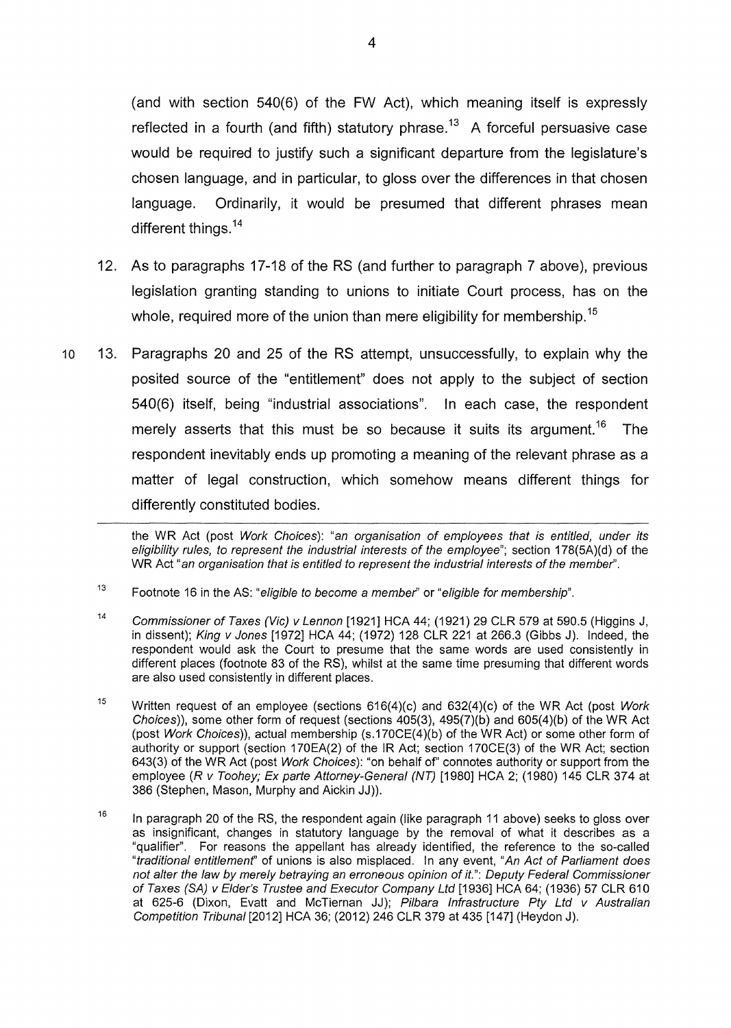(and with section 540(6) of the FW Act), which meaning itself is expressly reflected in a fourth (and fifth) statutory phrase.[13] A forceful persuasive case would be required to justify such a significant departure from the legislature's chosen language, and in particular, to gloss over the differences in that chosen language. Ordinarily, it would be presumed that different phrases mean different things.[14]

12. As to paragraphs 17-18 of the RS (and further to paragraph 7 above), previous legislation granting standing to unions to initiate Court process, has on the whole, required more of the union than mere eligibility for membership.[15]

13. Paragraphs 20 and 25 of the RS attempt, unsuccessfully, to explain why the posited source of the "entitlement" does not apply to the subject of section 540(6) itself, being "industrial associations". In each case, the respondent merely asserts that this must be so because it suits its argument.[16] The respondent inevitably ends up promoting a meaning of the relevant phrase as a matter of legal construction, which somehow means different things for differently constituted bodies.

---

the WR Act (post *Work Choices*): "*an organisation of employees that is entitled, under its eligibility rules, to represent the industrial interests of the employee*"; section 178(5A)(d) of the WR Act "*an organisation that is entitled to represent the industrial interests of the member*".

[13] Footnote 16 in the AS: "*eligible to become a member*" or "*eligible for membership*".

[14] *Commissioner of Taxes (Vic) v Lennon* [1921] HCA 44; (1921) 29 CLR 579 at 590.5 (Higgins J, in dissent); *King v Jones* [1972] HCA 44; (1972) 128 CLR 221 at 266.3 (Gibbs J). Indeed, the respondent would ask the Court to presume that the same words are used consistently in different places (footnote 83 of the RS), whilst at the same time presuming that different words are also used consistently in different places.

[15] Written request of an employee (sections 616(4)(c) and 632(4)(c) of the WR Act (post *Work Choices*)), some other form of request (sections 405(3), 495(7)(b) and 605(4)(b) of the WR Act (post *Work Choices*)), actual membership (s.170CE(4)(b) of the WR Act) or some other form of authority or support (section 170EA(2) of the IR Act; section 170CE(3) of the WR Act; section 643(3) of the WR Act (post *Work Choices*): "on behalf of" connotes authority or support from the employee (*R v Toohey; Ex parte Attorney-General (NT)* [1980] HCA 2; (1980) 145 CLR 374 at 386 (Stephen, Mason, Murphy and Aickin JJ)).

[16] In paragraph 20 of the RS, the respondent again (like paragraph 11 above) seeks to gloss over as insignificant, changes in statutory language by the removal of what it describes as a "qualifier". For reasons the appellant has already identified, the reference to the so-called "*traditional entitlement*" of unions is also misplaced. In any event, "*An Act of Parliament does not alter the law by merely betraying an erroneous opinion of it.*": *Deputy Federal Commissioner of Taxes (SA) v Elder's Trustee and Executor Company Ltd* [1936] HCA 64; (1936) 57 CLR 610 at 625-6 (Dixon, Evatt and McTiernan JJ); *Pilbara Infrastructure Pty Ltd v Australian Competition Tribunal* [2012] HCA 36; (2012) 246 CLR 379 at 435 [147] (Heydon J).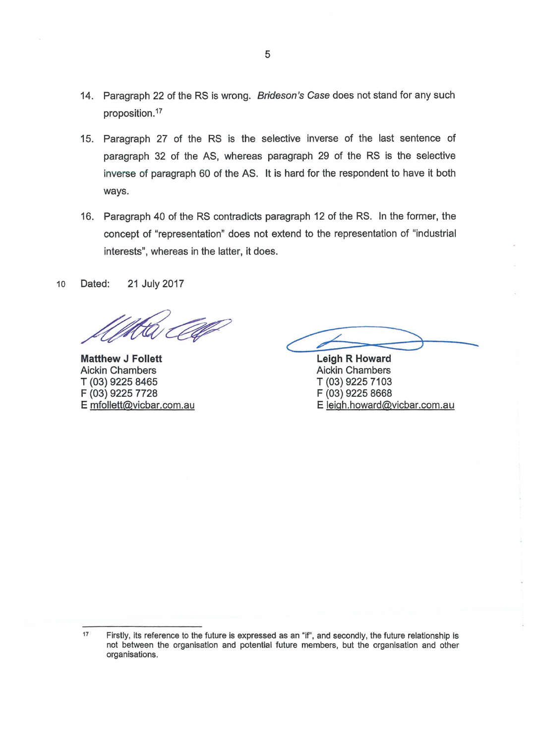14. Paragraph 22 of the RS is wrong. *Brideson's Case* does not stand for any such proposition.[17]

15. Paragraph 27 of the RS is the selective inverse of the last sentence of paragraph 32 of the AS, whereas paragraph 29 of the RS is the selective inverse of paragraph 60 of the AS. It is hard for the respondent to have it both ways.

16. Paragraph 40 of the RS contradicts paragraph 12 of the RS. In the former, the concept of "representation" does not extend to the representation of "industrial interests", whereas in the latter, it does.

Dated: 21 July 2017

**Matthew J Follett**
Aickin Chambers
T (03) 9225 8465
F (03) 9225 7728
E mfollett@vicbar.com.au

**Leigh R Howard**
Aickin Chambers
T (03) 9225 7103
F (03) 9225 8668
E leigh.howard@vicbar.com.au

---

[17] Firstly, its reference to the future is expressed as an "if", and secondly, the future relationship is not between the organisation and potential future members, but the organisation and other organisations.